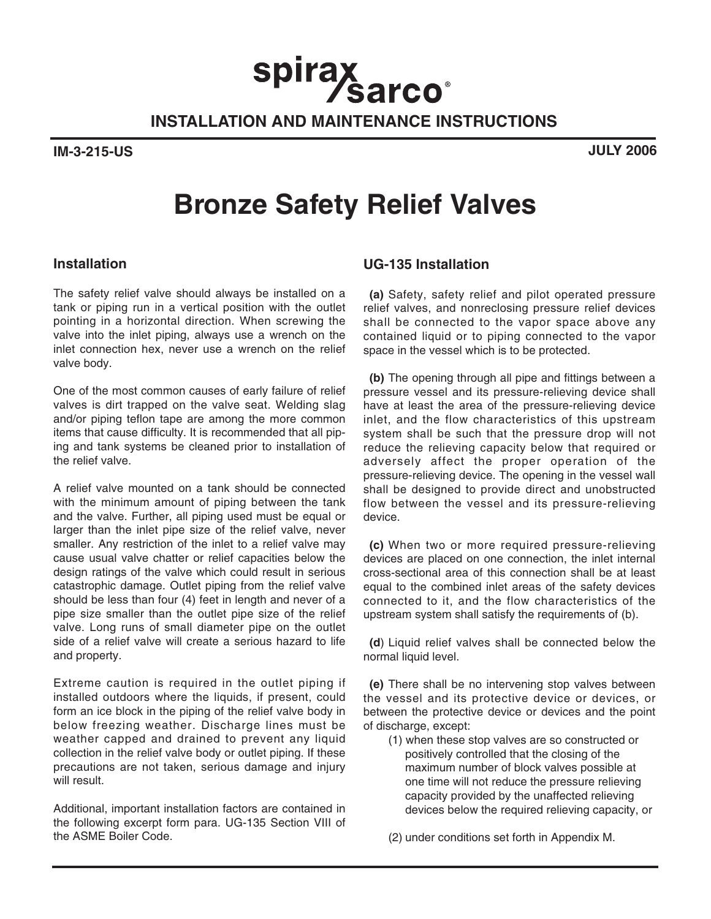**spirax sarco**

**INSTALLATION AND MAINTENANCE INSTRUCTIONS**

**IM-3-215-US** **JULY 2006**

# Bronze Safety Relief Valves

## Installation

The safety relief valve should always be installed on a tank or piping run in a vertical position with the outlet pointing in a horizontal direction. When screwing the valve into the inlet piping, always use a wrench on the inlet connection hex, never use a wrench on the relief valve body.

One of the most common causes of early failure of relief valves is dirt trapped on the valve seat. Welding slag and/or piping teflon tape are among the more common items that cause difficulty. It is recommended that all piping and tank systems be cleaned prior to installation of the relief valve.

A relief valve mounted on a tank should be connected with the minimum amount of piping between the tank and the valve. Further, all piping used must be equal or larger than the inlet pipe size of the relief valve, never smaller. Any restriction of the inlet to a relief valve may cause usual valve chatter or relief capacities below the design ratings of the valve which could result in serious catastrophic damage. Outlet piping from the relief valve should be less than four (4) feet in length and never of a pipe size smaller than the outlet pipe size of the relief valve. Long runs of small diameter pipe on the outlet side of a relief valve will create a serious hazard to life and property.

Extreme caution is required in the outlet piping if installed outdoors where the liquids, if present, could form an ice block in the piping of the relief valve body in below freezing weather. Discharge lines must be weather capped and drained to prevent any liquid collection in the relief valve body or outlet piping. If these precautions are not taken, serious damage and injury will result.

Additional, important installation factors are contained in the following excerpt form para. UG-135 Section VIII of the ASME Boiler Code.

## UG-135 Installation

**(a)** Safety, safety relief and pilot operated pressure relief valves, and nonreclosing pressure relief devices shall be connected to the vapor space above any contained liquid or to piping connected to the vapor space in the vessel which is to be protected.

**(b)** The opening through all pipe and fittings between a pressure vessel and its pressure-relieving device shall have at least the area of the pressure-relieving device inlet, and the flow characteristics of this upstream system shall be such that the pressure drop will not reduce the relieving capacity below that required or adversely affect the proper operation of the pressure-relieving device. The opening in the vessel wall shall be designed to provide direct and unobstructed flow between the vessel and its pressure-relieving device.

**(c)** When two or more required pressure-relieving devices are placed on one connection, the inlet internal cross-sectional area of this connection shall be at least equal to the combined inlet areas of the safety devices connected to it, and the flow characteristics of the upstream system shall satisfy the requirements of (b).

**(d**) Liquid relief valves shall be connected below the normal liquid level.

**(e)** There shall be no intervening stop valves between the vessel and its protective device or devices, or between the protective device or devices and the point of discharge, except:

(1) when these stop valves are so constructed or positively controlled that the closing of the maximum number of block valves possible at one time will not reduce the pressure relieving capacity provided by the unaffected relieving devices below the required relieving capacity, or

(2) under conditions set forth in Appendix M.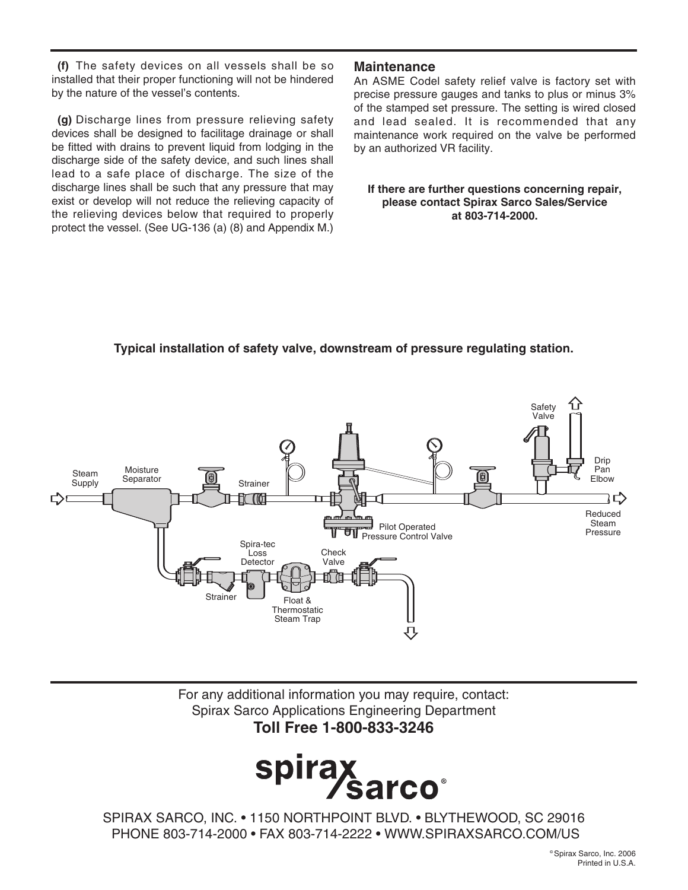**(f)** The safety devices on all vessels shall be so installed that their proper functioning will not be hindered by the nature of the vessel's contents.

**(g)** Discharge lines from pressure relieving safety devices shall be designed to facilitage drainage or shall be fitted with drains to prevent liquid from lodging in the discharge side of the safety device, and such lines shall lead to a safe place of discharge. The size of the discharge lines shall be such that any pressure that may exist or develop will not reduce the relieving capacity of the relieving devices below that required to properly protect the vessel. (See UG-136 (a) (8) and Appendix M.)

## Maintenance

An ASME Codel safety relief valve is factory set with precise pressure gauges and tanks to plus or minus 3% of the stamped set pressure. The setting is wired closed and lead sealed. It is recommended that any maintenance work required on the valve be performed by an authorized VR facility.

**If there are further questions concerning repair, please contact Spirax Sarco Sales/Service at 803-714-2000.**

**Typical installation of safety valve, downstream of pressure regulating station.**

Steam Supply

Moisture Separator

Strainer

Safety Valve

Drip Pan Elbow

Reduced Steam Pressure

Pilot Operated Pressure Control Valve

Spira-tec Loss Detector

Check Valve

Strainer

Float & Thermostatic Steam Trap

For any additional information you may require, contact:
Spirax Sarco Applications Engineering Department
**Toll Free 1-800-833-3246**

spirax sarco®

SPIRAX SARCO, INC. • 1150 NORTHPOINT BLVD. • BLYTHEWOOD, SC 29016
PHONE 803-714-2000 • FAX 803-714-2222 • WWW.SPIRAXSARCO.COM/US

© Spirax Sarco, Inc. 2006
Printed in U.S.A.